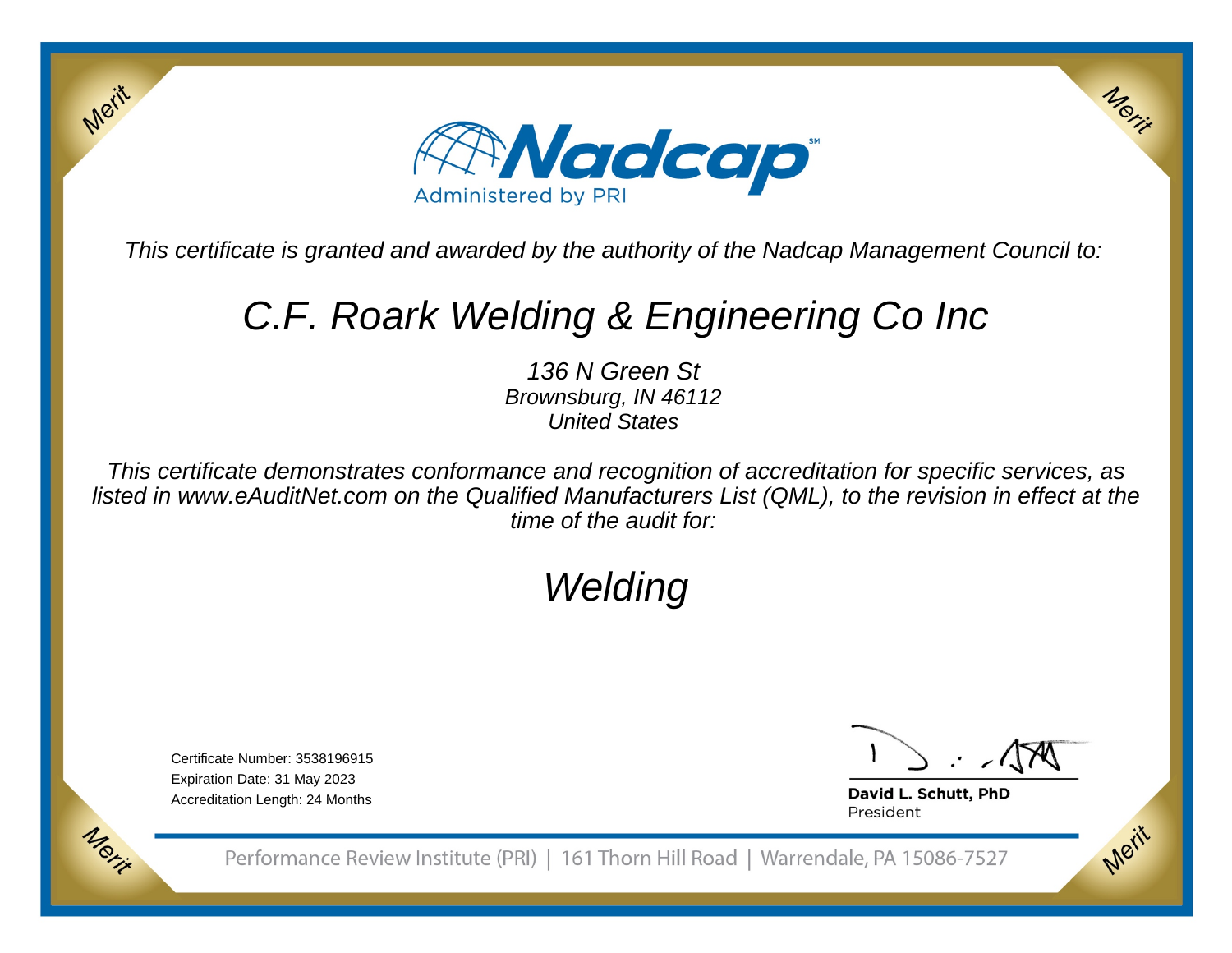Nadcap

Administered by PRI

*This certificate is granted and awarded by the authority of the Nadcap Management Council to:*

# *C.F. Roark Welding & Engineering Co Inc*

*136 N Green St*
*Brownsburg, IN 46112*
*United States*

*This certificate demonstrates conformance and recognition of accreditation for specific services, as listed in www.eAuditNet.com on the Qualified Manufacturers List (QML), to the revision in effect at the time of the audit for:*

## *Welding*

Certificate Number: 3538196915
Expiration Date: 31 May 2023
Accreditation Length: 24 Months

**David L. Schutt, PhD**
President

Performance Review Institute (PRI) | 161 Thorn Hill Road | Warrendale, PA 15086-7527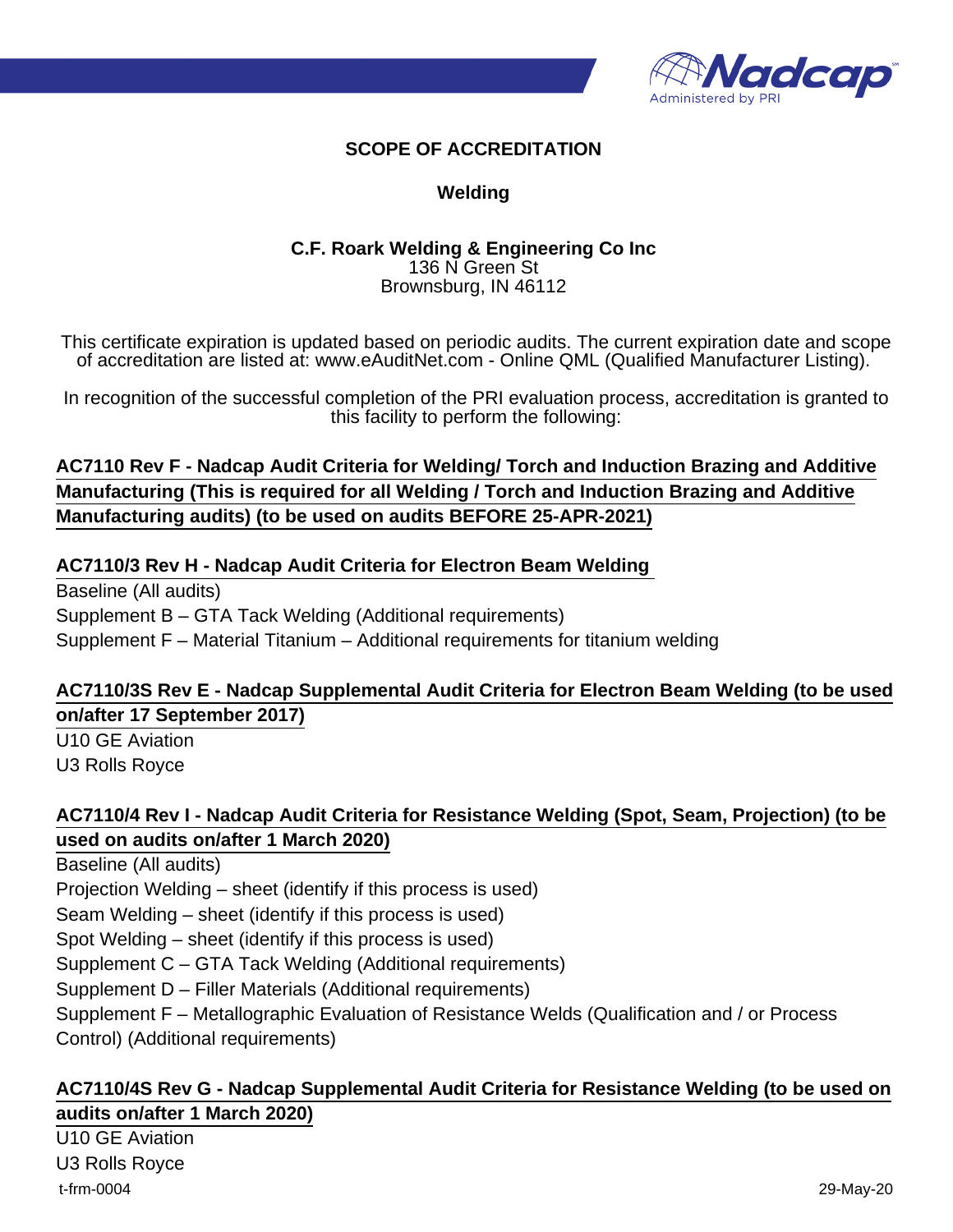## SCOPE OF ACCREDITATION

### Welding

**C.F. Roark Welding & Engineering Co Inc**
136 N Green St
Brownsburg, IN 46112

This certificate expiration is updated based on periodic audits. The current expiration date and scope of accreditation are listed at: www.eAuditNet.com - Online QML (Qualified Manufacturer Listing).

In recognition of the successful completion of the PRI evaluation process, accreditation is granted to this facility to perform the following:

**AC7110 Rev F - Nadcap Audit Criteria for Welding/ Torch and Induction Brazing and Additive Manufacturing (This is required for all Welding / Torch and Induction Brazing and Additive Manufacturing audits) (to be used on audits BEFORE 25-APR-2021)**

**AC7110/3 Rev H - Nadcap Audit Criteria for Electron Beam Welding**

Baseline (All audits)
Supplement B – GTA Tack Welding (Additional requirements)
Supplement F – Material Titanium – Additional requirements for titanium welding

**AC7110/3S Rev E - Nadcap Supplemental Audit Criteria for Electron Beam Welding (to be used on/after 17 September 2017)**

U10 GE Aviation
U3 Rolls Royce

**AC7110/4 Rev I - Nadcap Audit Criteria for Resistance Welding (Spot, Seam, Projection) (to be used on audits on/after 1 March 2020)**

Baseline (All audits)
Projection Welding – sheet (identify if this process is used)
Seam Welding – sheet (identify if this process is used)
Spot Welding – sheet (identify if this process is used)
Supplement C – GTA Tack Welding (Additional requirements)
Supplement D – Filler Materials (Additional requirements)
Supplement F – Metallographic Evaluation of Resistance Welds (Qualification and / or Process Control) (Additional requirements)

**AC7110/4S Rev G - Nadcap Supplemental Audit Criteria for Resistance Welding (to be used on audits on/after 1 March 2020)**

U10 GE Aviation
U3 Rolls Royce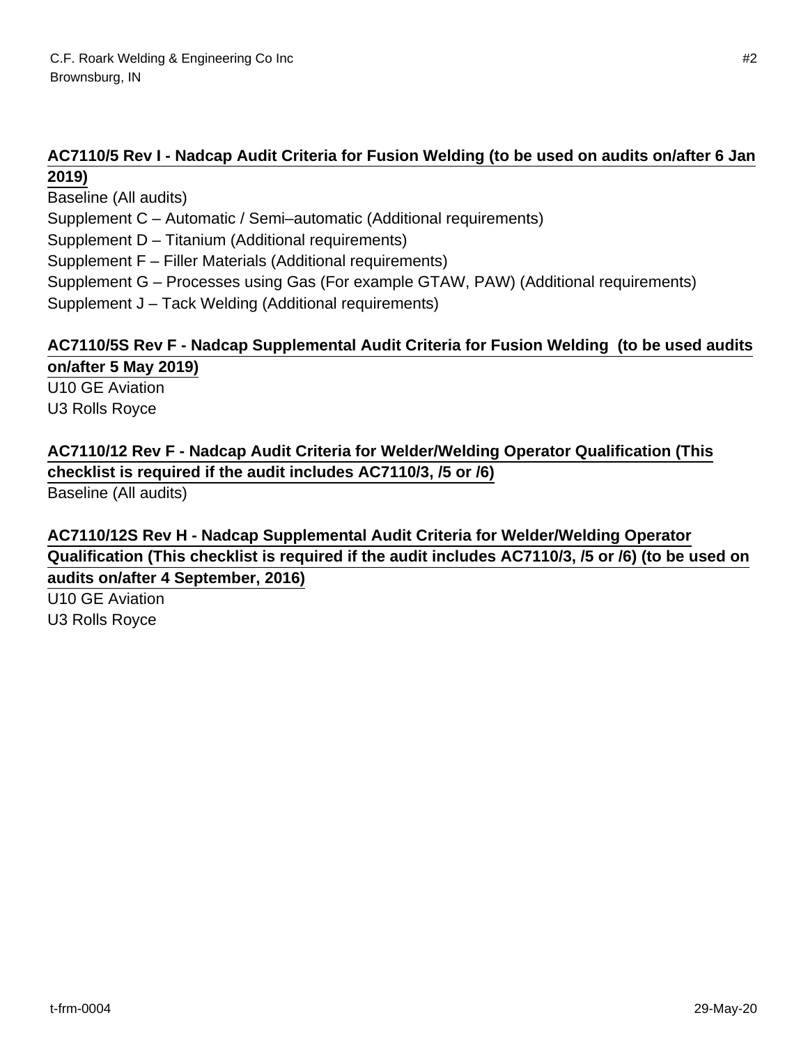**AC7110/5 Rev I - Nadcap Audit Criteria for Fusion Welding (to be used on audits on/after 6 Jan 2019)**

Baseline (All audits)

Supplement C – Automatic / Semi–automatic (Additional requirements)

Supplement D – Titanium (Additional requirements)

Supplement F – Filler Materials (Additional requirements)

Supplement G – Processes using Gas (For example GTAW, PAW) (Additional requirements)

Supplement J – Tack Welding (Additional requirements)

**AC7110/5S Rev F - Nadcap Supplemental Audit Criteria for Fusion Welding  (to be used audits on/after 5 May 2019)**

U10 GE Aviation

U3 Rolls Royce

**AC7110/12 Rev F - Nadcap Audit Criteria for Welder/Welding Operator Qualification (This checklist is required if the audit includes AC7110/3, /5 or /6)**

Baseline (All audits)

**AC7110/12S Rev H - Nadcap Supplemental Audit Criteria for Welder/Welding Operator Qualification (This checklist is required if the audit includes AC7110/3, /5 or /6) (to be used on audits on/after 4 September, 2016)**

U10 GE Aviation

U3 Rolls Royce